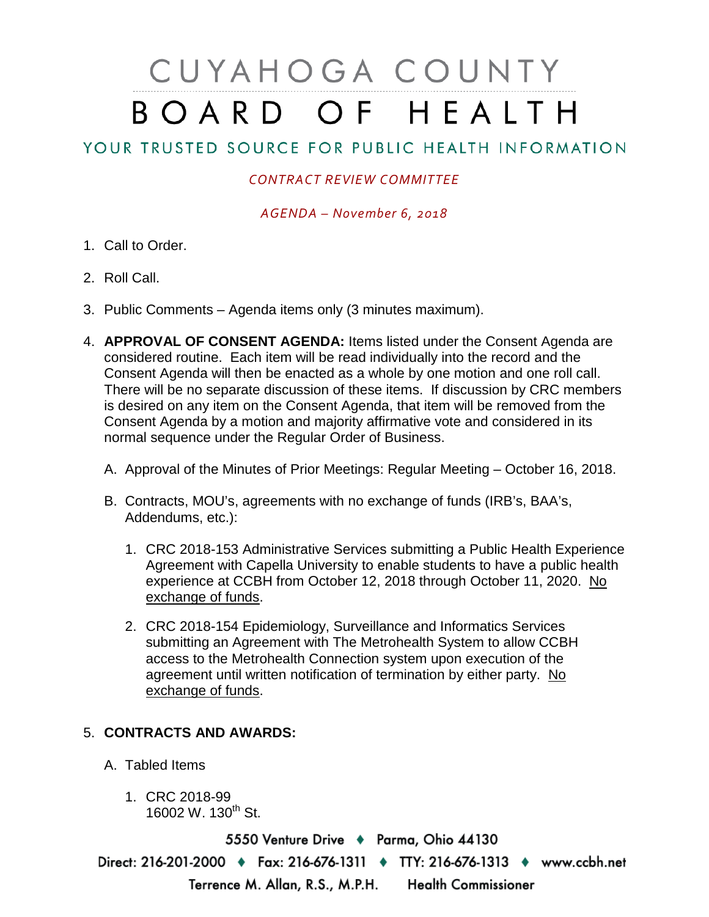# CUYAHOGA COUNTY BOARD OF HEALTH

## YOUR TRUSTED SOURCE FOR PUBLIC HEALTH INFORMATION

*CONTRACT REVIEW COMMITTEE*

*AGENDA – November 6, 2018*

1. Call to Order.
2. Roll Call.
3. Public Comments – Agenda items only (3 minutes maximum).
4. **APPROVAL OF CONSENT AGENDA:** Items listed under the Consent Agenda are considered routine. Each item will be read individually into the record and the Consent Agenda will then be enacted as a whole by one motion and one roll call. There will be no separate discussion of these items. If discussion by CRC members is desired on any item on the Consent Agenda, that item will be removed from the Consent Agenda by a motion and majority affirmative vote and considered in its normal sequence under the Regular Order of Business.

   A. Approval of the Minutes of Prior Meetings: Regular Meeting – October 16, 2018.

   B. Contracts, MOU's, agreements with no exchange of funds (IRB's, BAA's, Addendums, etc.):

      1. CRC 2018-153 Administrative Services submitting a Public Health Experience Agreement with Capella University to enable students to have a public health experience at CCBH from October 12, 2018 through October 11, 2020. No exchange of funds.
      2. CRC 2018-154 Epidemiology, Surveillance and Informatics Services submitting an Agreement with The Metrohealth System to allow CCBH access to the Metrohealth Connection system upon execution of the agreement until written notification of termination by either party. No exchange of funds.

5. **CONTRACTS AND AWARDS:**

   A. Tabled Items

      1. CRC 2018-99
         16002 W. 130th St.

5550 Venture Drive ♦ Parma, Ohio 44130

Direct: 216-201-2000 ♦ Fax: 216-676-1311 ♦ TTY: 216-676-1313 ♦ www.ccbh.net

Terrence M. Allan, R.S., M.P.H. Health Commissioner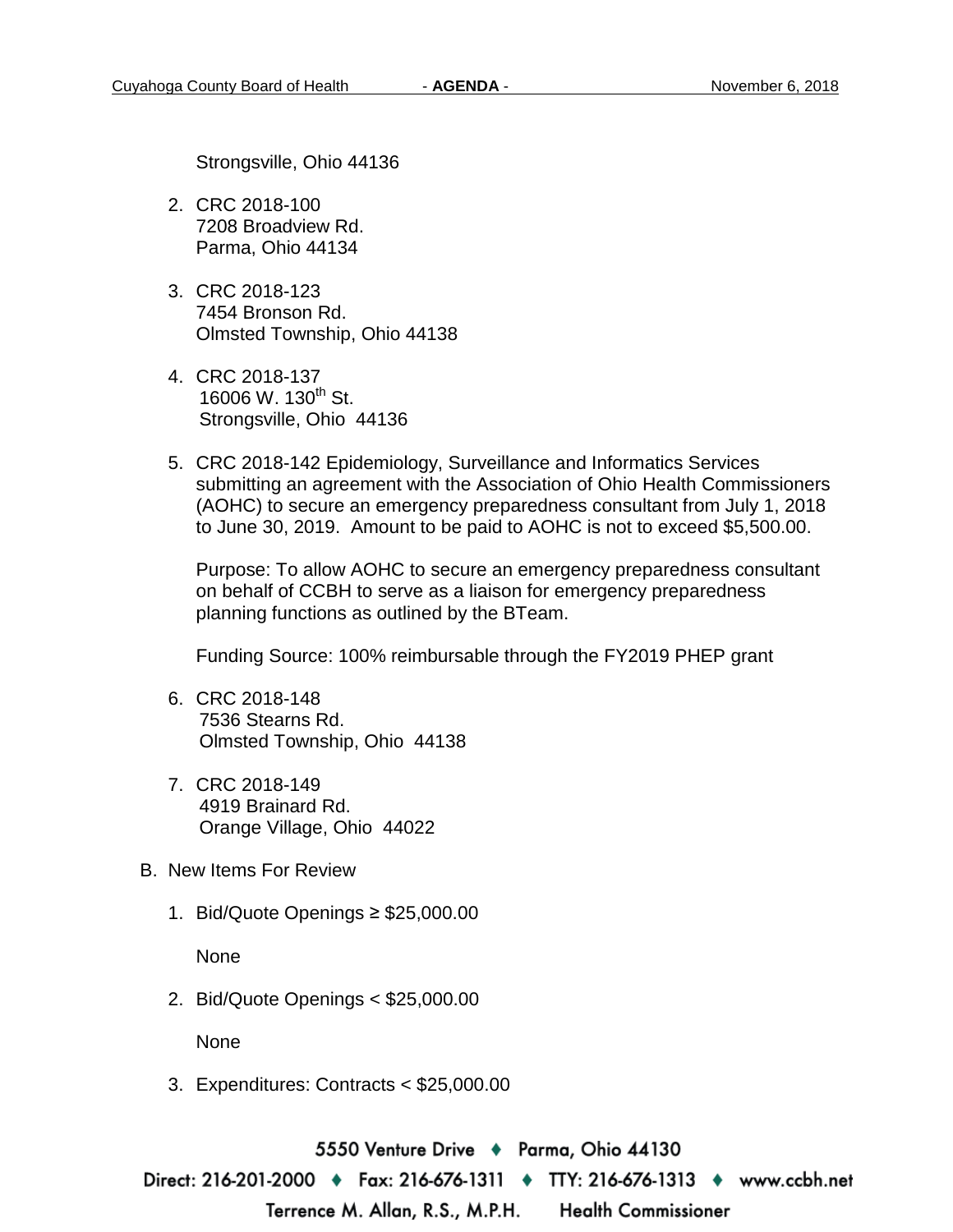Strongsville, Ohio 44136

2. CRC 2018-100
   7208 Broadview Rd.
   Parma, Ohio 44134

3. CRC 2018-123
   7454 Bronson Rd.
   Olmsted Township, Ohio 44138

4. CRC 2018-137
   16006 W. 130th St.
   Strongsville, Ohio 44136

5. CRC 2018-142 Epidemiology, Surveillance and Informatics Services submitting an agreement with the Association of Ohio Health Commissioners (AOHC) to secure an emergency preparedness consultant from July 1, 2018 to June 30, 2019. Amount to be paid to AOHC is not to exceed $5,500.00.

   Purpose: To allow AOHC to secure an emergency preparedness consultant on behalf of CCBH to serve as a liaison for emergency preparedness planning functions as outlined by the BTeam.

   Funding Source: 100% reimbursable through the FY2019 PHEP grant

6. CRC 2018-148
   7536 Stearns Rd.
   Olmsted Township, Ohio 44138

7. CRC 2018-149
   4919 Brainard Rd.
   Orange Village, Ohio 44022

B. New Items For Review

1. Bid/Quote Openings ≥ $25,000.00

   None

2. Bid/Quote Openings < $25,000.00

   None

3. Expenditures: Contracts < $25,000.00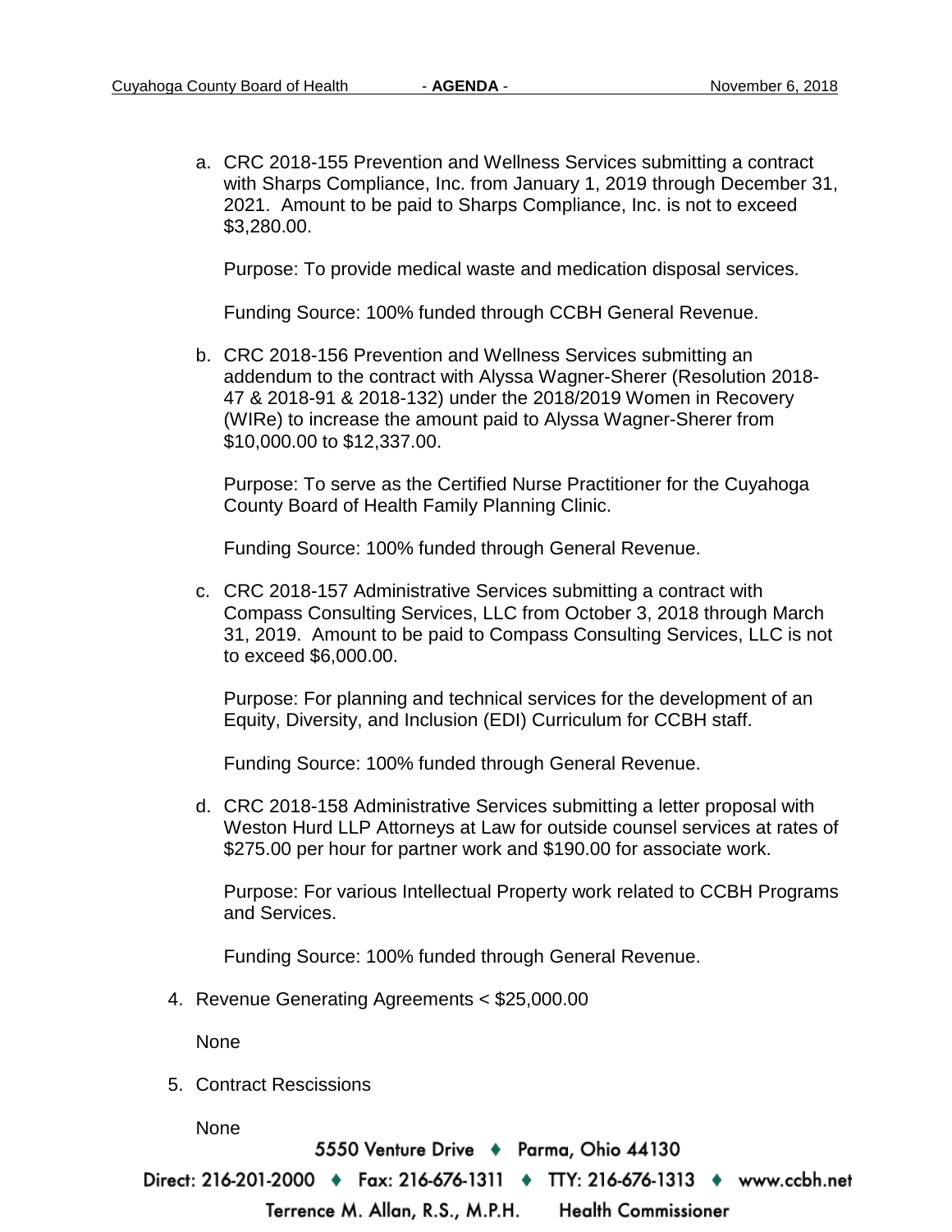a. CRC 2018-155 Prevention and Wellness Services submitting a contract with Sharps Compliance, Inc. from January 1, 2019 through December 31, 2021. Amount to be paid to Sharps Compliance, Inc. is not to exceed $3,280.00.

   Purpose: To provide medical waste and medication disposal services.

   Funding Source: 100% funded through CCBH General Revenue.

b. CRC 2018-156 Prevention and Wellness Services submitting an addendum to the contract with Alyssa Wagner-Sherer (Resolution 2018-47 & 2018-91 & 2018-132) under the 2018/2019 Women in Recovery (WIRe) to increase the amount paid to Alyssa Wagner-Sherer from $10,000.00 to $12,337.00.

   Purpose: To serve as the Certified Nurse Practitioner for the Cuyahoga County Board of Health Family Planning Clinic.

   Funding Source: 100% funded through General Revenue.

c. CRC 2018-157 Administrative Services submitting a contract with Compass Consulting Services, LLC from October 3, 2018 through March 31, 2019. Amount to be paid to Compass Consulting Services, LLC is not to exceed $6,000.00.

   Purpose: For planning and technical services for the development of an Equity, Diversity, and Inclusion (EDI) Curriculum for CCBH staff.

   Funding Source: 100% funded through General Revenue.

d. CRC 2018-158 Administrative Services submitting a letter proposal with Weston Hurd LLP Attorneys at Law for outside counsel services at rates of $275.00 per hour for partner work and $190.00 for associate work.

   Purpose: For various Intellectual Property work related to CCBH Programs and Services.

   Funding Source: 100% funded through General Revenue.

4. Revenue Generating Agreements < $25,000.00

   None

5. Contract Rescissions

   None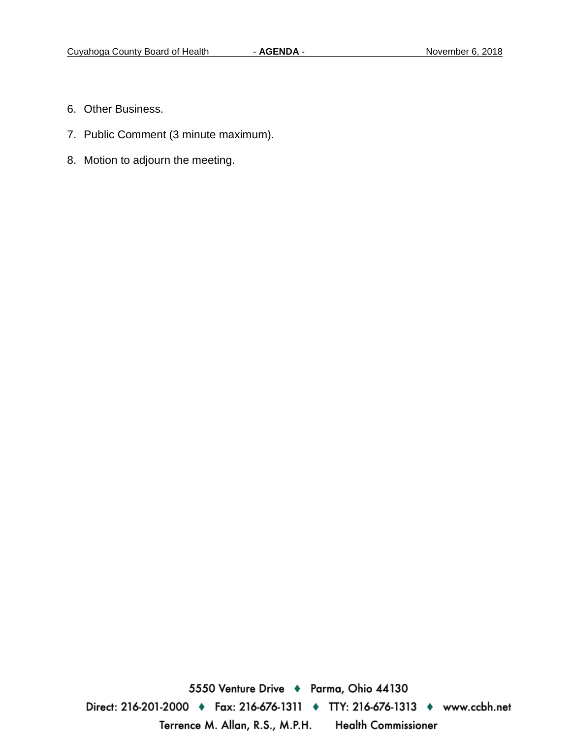6. Other Business.

7. Public Comment (3 minute maximum).

8. Motion to adjourn the meeting.